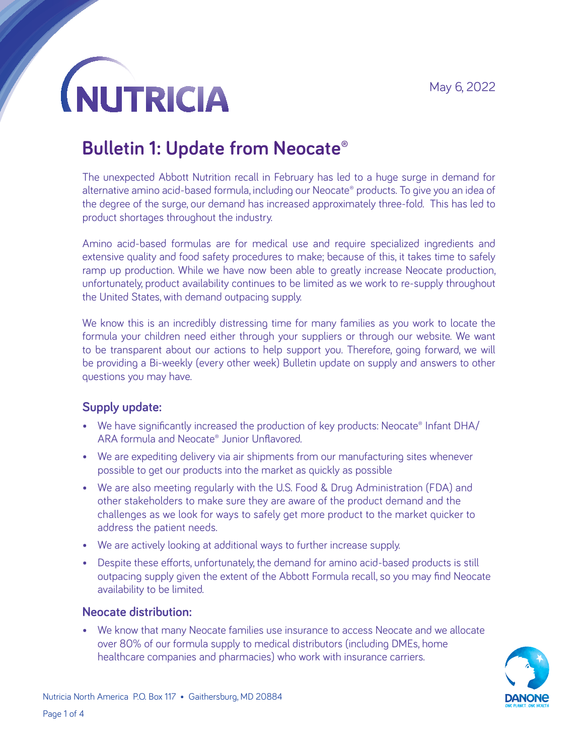May 6, 2022

# Bulletin 1: Update from Neocate®

The unexpected Abbott Nutrition recall in February has led to a huge surge in demand for alternative amino acid-based formula, including our Neocate® products. To give you an idea of the degree of the surge, our demand has increased approximately three-fold. This has led to product shortages throughout the industry.

Amino acid-based formulas are for medical use and require specialized ingredients and extensive quality and food safety procedures to make; because of this, it takes time to safely ramp up production. While we have now been able to greatly increase Neocate production, unfortunately, product availability continues to be limited as we work to re-supply throughout the United States, with demand outpacing supply.

We know this is an incredibly distressing time for many families as you work to locate the formula your children need either through your suppliers or through our website. We want to be transparent about our actions to help support you. Therefore, going forward, we will be providing a Bi-weekly (every other week) Bulletin update on supply and answers to other questions you may have.

### Supply update:

- We have significantly increased the production of key products: Neocate® Infant DHA/ARA formula and Neocate® Junior Unflavored.
- We are expediting delivery via air shipments from our manufacturing sites whenever possible to get our products into the market as quickly as possible
- We are also meeting regularly with the U.S. Food & Drug Administration (FDA) and other stakeholders to make sure they are aware of the product demand and the challenges as we look for ways to safely get more product to the market quicker to address the patient needs.
- We are actively looking at additional ways to further increase supply.
- Despite these efforts, unfortunately, the demand for amino acid-based products is still outpacing supply given the extent of the Abbott Formula recall, so you may find Neocate availability to be limited.

### Neocate distribution:

- We know that many Neocate families use insurance to access Neocate and we allocate over 80% of our formula supply to medical distributors (including DMEs, home healthcare companies and pharmacies) who work with insurance carriers.

Nutricia North America P.O. Box 117 • Gaithersburg, MD 20884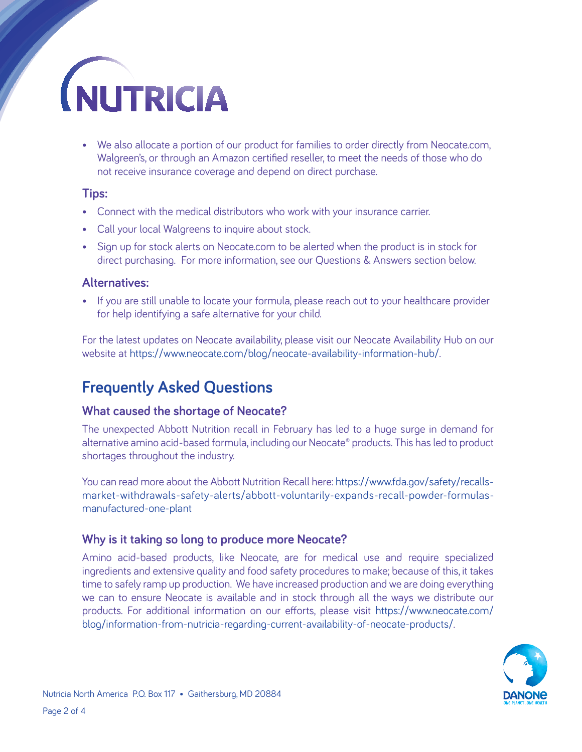- We also allocate a portion of our product for families to order directly from Neocate.com, Walgreen's, or through an Amazon certified reseller, to meet the needs of those who do not receive insurance coverage and depend on direct purchase.

### Tips:

- Connect with the medical distributors who work with your insurance carrier.
- Call your local Walgreens to inquire about stock.
- Sign up for stock alerts on Neocate.com to be alerted when the product is in stock for direct purchasing. For more information, see our Questions & Answers section below.

### Alternatives:

- If you are still unable to locate your formula, please reach out to your healthcare provider for help identifying a safe alternative for your child.

For the latest updates on Neocate availability, please visit our Neocate Availability Hub on our website at https://www.neocate.com/blog/neocate-availability-information-hub/.

## Frequently Asked Questions

### What caused the shortage of Neocate?

The unexpected Abbott Nutrition recall in February has led to a huge surge in demand for alternative amino acid-based formula, including our Neocate® products. This has led to product shortages throughout the industry.

You can read more about the Abbott Nutrition Recall here: https://www.fda.gov/safety/recalls-market-withdrawals-safety-alerts/abbott-voluntarily-expands-recall-powder-formulas-manufactured-one-plant

### Why is it taking so long to produce more Neocate?

Amino acid-based products, like Neocate, are for medical use and require specialized ingredients and extensive quality and food safety procedures to make; because of this, it takes time to safely ramp up production. We have increased production and we are doing everything we can to ensure Neocate is available and in stock through all the ways we distribute our products. For additional information on our efforts, please visit https://www.neocate.com/blog/information-from-nutricia-regarding-current-availability-of-neocate-products/.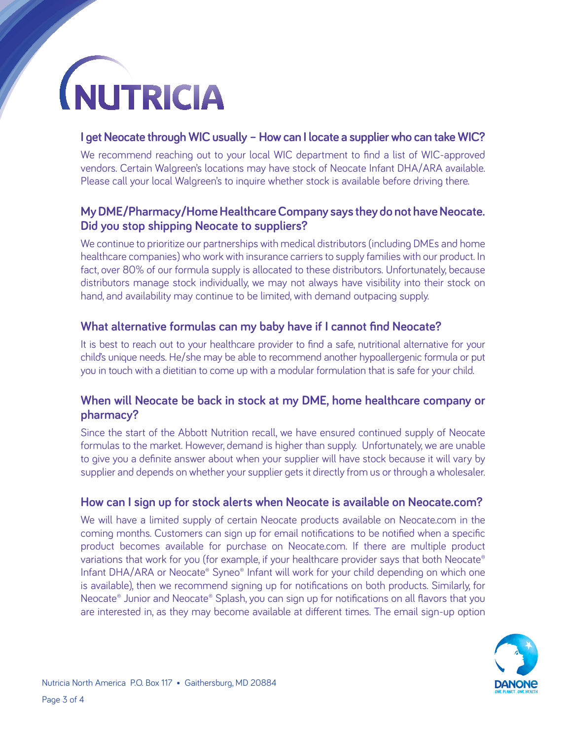### I get Neocate through WIC usually – How can I locate a supplier who can take WIC?

We recommend reaching out to your local WIC department to find a list of WIC-approved vendors. Certain Walgreen's locations may have stock of Neocate Infant DHA/ARA available. Please call your local Walgreen's to inquire whether stock is available before driving there.

### My DME/Pharmacy/Home Healthcare Company says they do not have Neocate. Did you stop shipping Neocate to suppliers?

We continue to prioritize our partnerships with medical distributors (including DMEs and home healthcare companies) who work with insurance carriers to supply families with our product. In fact, over 80% of our formula supply is allocated to these distributors. Unfortunately, because distributors manage stock individually, we may not always have visibility into their stock on hand, and availability may continue to be limited, with demand outpacing supply.

### What alternative formulas can my baby have if I cannot find Neocate?

It is best to reach out to your healthcare provider to find a safe, nutritional alternative for your child's unique needs. He/she may be able to recommend another hypoallergenic formula or put you in touch with a dietitian to come up with a modular formulation that is safe for your child.

### When will Neocate be back in stock at my DME, home healthcare company or pharmacy?

Since the start of the Abbott Nutrition recall, we have ensured continued supply of Neocate formulas to the market. However, demand is higher than supply. Unfortunately, we are unable to give you a definite answer about when your supplier will have stock because it will vary by supplier and depends on whether your supplier gets it directly from us or through a wholesaler.

### How can I sign up for stock alerts when Neocate is available on Neocate.com?

We will have a limited supply of certain Neocate products available on Neocate.com in the coming months. Customers can sign up for email notifications to be notified when a specific product becomes available for purchase on Neocate.com. If there are multiple product variations that work for you (for example, if your healthcare provider says that both Neocate® Infant DHA/ARA or Neocate® Syneo® Infant will work for your child depending on which one is available), then we recommend signing up for notifications on both products. Similarly, for Neocate® Junior and Neocate® Splash, you can sign up for notifications on all flavors that you are interested in, as they may become available at different times. The email sign-up option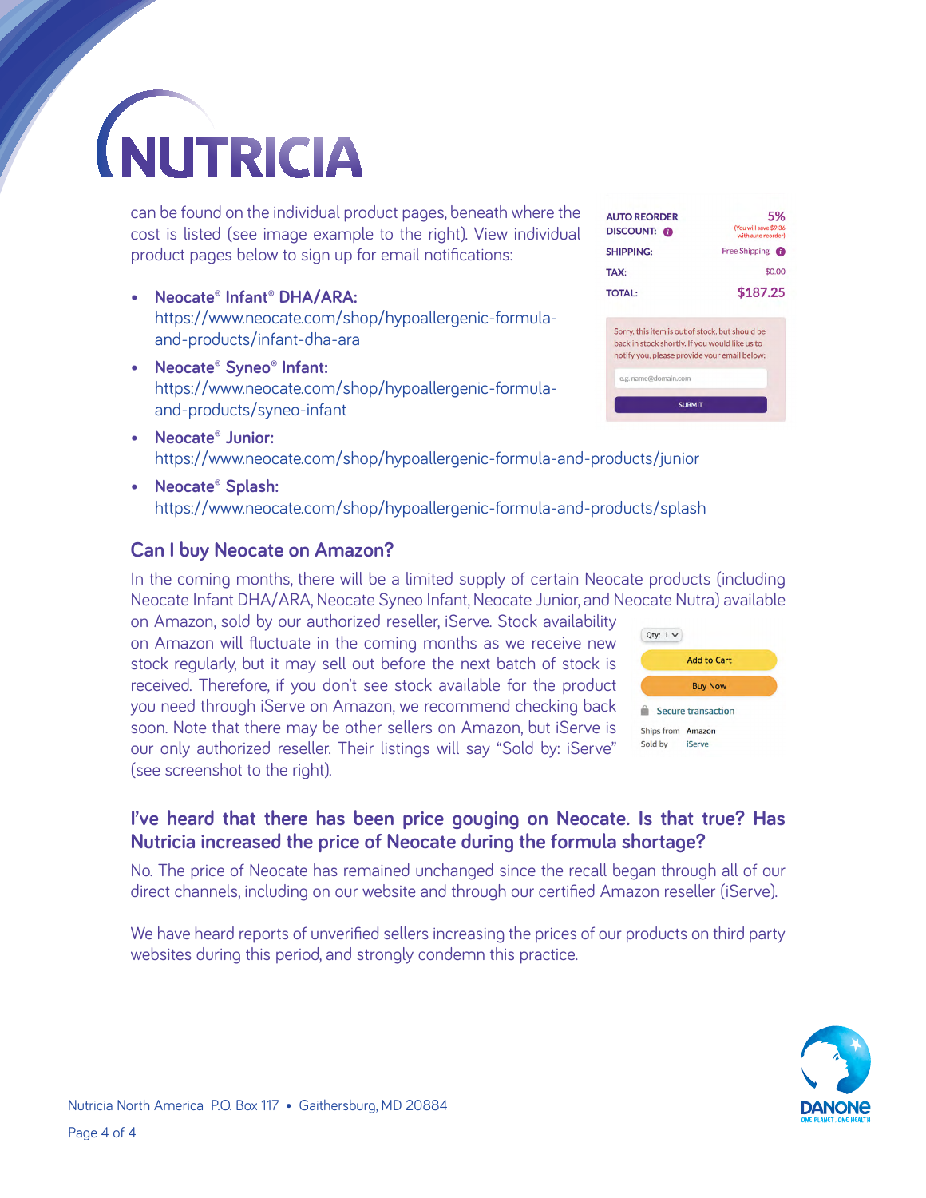can be found on the individual product pages, beneath where the cost is listed (see image example to the right). View individual product pages below to sign up for email notifications:

- **Neocate® Infant® DHA/ARA:** https://www.neocate.com/shop/hypoallergenic-formula-and-products/infant-dha-ara
- **Neocate® Syneo® Infant:** https://www.neocate.com/shop/hypoallergenic-formula-and-products/syneo-infant
- **Neocate® Junior:** https://www.neocate.com/shop/hypoallergenic-formula-and-products/junior
- **Neocate® Splash:** https://www.neocate.com/shop/hypoallergenic-formula-and-products/splash

## Can I buy Neocate on Amazon?

In the coming months, there will be a limited supply of certain Neocate products (including Neocate Infant DHA/ARA, Neocate Syneo Infant, Neocate Junior, and Neocate Nutra) available on Amazon, sold by our authorized reseller, iServe. Stock availability on Amazon will fluctuate in the coming months as we receive new stock regularly, but it may sell out before the next batch of stock is received. Therefore, if you don't see stock available for the product you need through iServe on Amazon, we recommend checking back soon. Note that there may be other sellers on Amazon, but iServe is our only authorized reseller. Their listings will say "Sold by: iServe" (see screenshot to the right).

## I've heard that there has been price gouging on Neocate. Is that true? Has Nutricia increased the price of Neocate during the formula shortage?

No. The price of Neocate has remained unchanged since the recall began through all of our direct channels, including on our website and through our certified Amazon reseller (iServe).

We have heard reports of unverified sellers increasing the prices of our products on third party websites during this period, and strongly condemn this practice.

Nutricia North America P.O. Box 117 • Gaithersburg, MD 20884